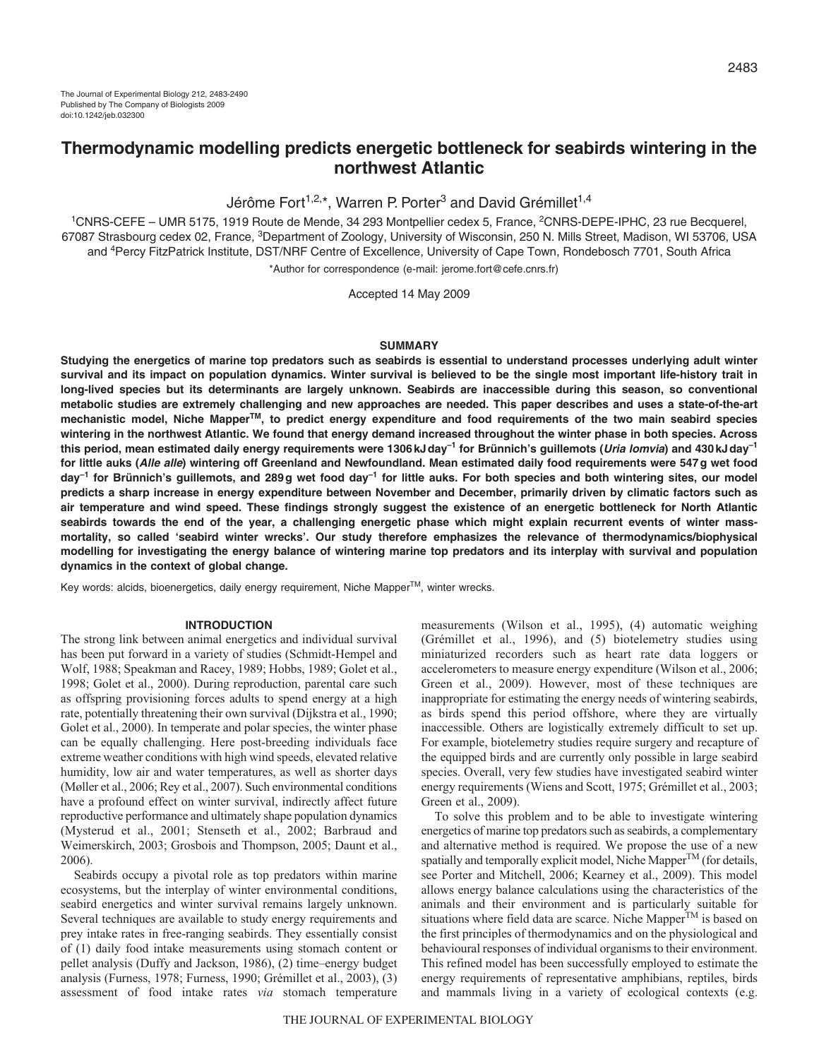# Thermodynamic modelling predicts energetic bottleneck for seabirds wintering in the northwest Atlantic

Jérôme Fort[1,2,*], Warren P. Porter[3] and David Grémillet[1,4]

[1]CNRS-CEFE – UMR 5175, 1919 Route de Mende, 34 293 Montpellier cedex 5, France, [2]CNRS-DEPE-IPHC, 23 rue Becquerel, 67087 Strasbourg cedex 02, France, [3]Department of Zoology, University of Wisconsin, 250 N. Mills Street, Madison, WI 53706, USA and [4]Percy FitzPatrick Institute, DST/NRF Centre of Excellence, University of Cape Town, Rondebosch 7701, South Africa

*Author for correspondence (e-mail: jerome.fort@cefe.cnrs.fr)

Accepted 14 May 2009

## SUMMARY

**Studying the energetics of marine top predators such as seabirds is essential to understand processes underlying adult winter survival and its impact on population dynamics. Winter survival is believed to be the single most important life-history trait in long-lived species but its determinants are largely unknown. Seabirds are inaccessible during this season, so conventional metabolic studies are extremely challenging and new approaches are needed. This paper describes and uses a state-of-the-art mechanistic model, Niche Mapper™, to predict energy expenditure and food requirements of the two main seabird species wintering in the northwest Atlantic. We found that energy demand increased throughout the winter phase in both species. Across this period, mean estimated daily energy requirements were 1306 kJ day$^{-1}$ for Brünnich's guillemots (*Uria lomvia*) and 430 kJ day$^{-1}$ for little auks (*Alle alle*) wintering off Greenland and Newfoundland. Mean estimated daily food requirements were 547 g wet food day$^{-1}$ for Brünnich's guillemots, and 289 g wet food day$^{-1}$ for little auks. For both species and both wintering sites, our model predicts a sharp increase in energy expenditure between November and December, primarily driven by climatic factors such as air temperature and wind speed. These findings strongly suggest the existence of an energetic bottleneck for North Atlantic seabirds towards the end of the year, a challenging energetic phase which might explain recurrent events of winter mass-mortality, so called 'seabird winter wrecks'. Our study therefore emphasizes the relevance of thermodynamics/biophysical modelling for investigating the energy balance of wintering marine top predators and its interplay with survival and population dynamics in the context of global change.**

Key words: alcids, bioenergetics, daily energy requirement, Niche Mapper™, winter wrecks.

## INTRODUCTION

The strong link between animal energetics and individual survival has been put forward in a variety of studies (Schmidt-Hempel and Wolf, 1988; Speakman and Racey, 1989; Hobbs, 1989; Golet et al., 1998; Golet et al., 2000). During reproduction, parental care such as offspring provisioning forces adults to spend energy at a high rate, potentially threatening their own survival (Dijkstra et al., 1990; Golet et al., 2000). In temperate and polar species, the winter phase can be equally challenging. Here post-breeding individuals face extreme weather conditions with high wind speeds, elevated relative humidity, low air and water temperatures, as well as shorter days (Møller et al., 2006; Rey et al., 2007). Such environmental conditions have a profound effect on winter survival, indirectly affect future reproductive performance and ultimately shape population dynamics (Mysterud et al., 2001; Stenseth et al., 2002; Barbraud and Weimerskirch, 2003; Grosbois and Thompson, 2005; Daunt et al., 2006).

Seabirds occupy a pivotal role as top predators within marine ecosystems, but the interplay of winter environmental conditions, seabird energetics and winter survival remains largely unknown. Several techniques are available to study energy requirements and prey intake rates in free-ranging seabirds. They essentially consist of (1) daily food intake measurements using stomach content or pellet analysis (Duffy and Jackson, 1986), (2) time–energy budget analysis (Furness, 1978; Furness, 1990; Grémillet et al., 2003), (3) assessment of food intake rates *via* stomach temperature measurements (Wilson et al., 1995), (4) automatic weighing (Grémillet et al., 1996), and (5) biotelemetry studies using miniaturized recorders such as heart rate data loggers or accelerometers to measure energy expenditure (Wilson et al., 2006; Green et al., 2009). However, most of these techniques are inappropriate for estimating the energy needs of wintering seabirds, as birds spend this period offshore, where they are virtually inaccessible. Others are logistically extremely difficult to set up. For example, biotelemetry studies require surgery and recapture of the equipped birds and are currently only possible in large seabird species. Overall, very few studies have investigated seabird winter energy requirements (Wiens and Scott, 1975; Grémillet et al., 2003; Green et al., 2009).

To solve this problem and to be able to investigate wintering energetics of marine top predators such as seabirds, a complementary and alternative method is required. We propose the use of a new spatially and temporally explicit model, Niche Mapper™ (for details, see Porter and Mitchell, 2006; Kearney et al., 2009). This model allows energy balance calculations using the characteristics of the animals and their environment and is particularly suitable for situations where field data are scarce. Niche Mapper™ is based on the first principles of thermodynamics and on the physiological and behavioural responses of individual organisms to their environment. This refined model has been successfully employed to estimate the energy requirements of representative amphibians, reptiles, birds and mammals living in a variety of ecological contexts (e.g.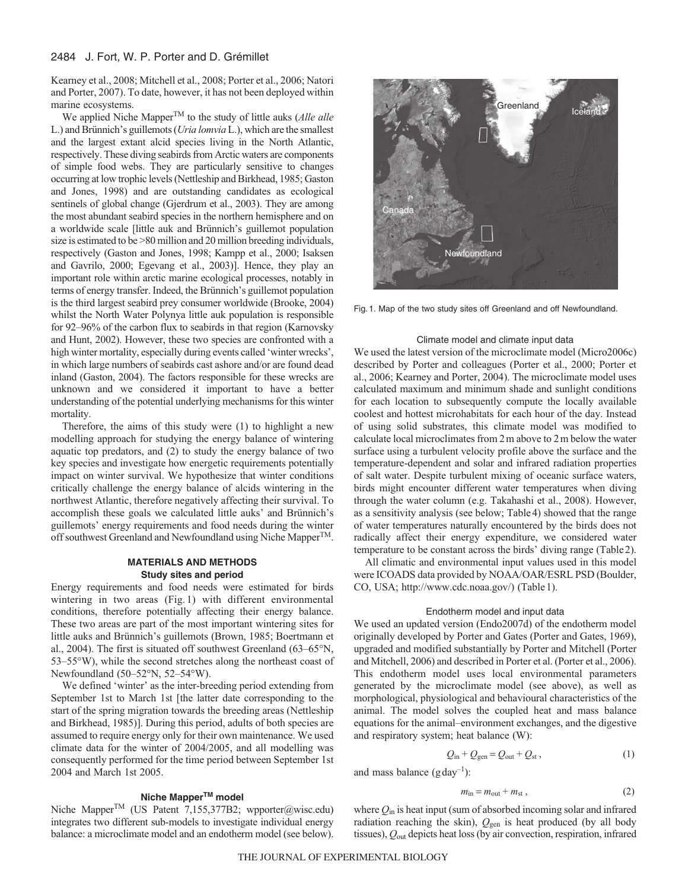Kearney et al., 2008; Mitchell et al., 2008; Porter et al., 2006; Natori and Porter, 2007). To date, however, it has not been deployed within marine ecosystems.

We applied Niche Mapper™ to the study of little auks (*Alle alle* L.) and Brünnich's guillemots (*Uria lomvia* L.), which are the smallest and the largest extant alcid species living in the North Atlantic, respectively. These diving seabirds from Arctic waters are components of simple food webs. They are particularly sensitive to changes occurring at low trophic levels (Nettleship and Birkhead, 1985; Gaston and Jones, 1998) and are outstanding candidates as ecological sentinels of global change (Gjerdrum et al., 2003). They are among the most abundant seabird species in the northern hemisphere and on a worldwide scale [little auk and Brünnich's guillemot population size is estimated to be >80 million and 20 million breeding individuals, respectively (Gaston and Jones, 1998; Kampp et al., 2000; Isaksen and Gavrilo, 2000; Egevang et al., 2003)]. Hence, they play an important role within arctic marine ecological processes, notably in terms of energy transfer. Indeed, the Brünnich's guillemot population is the third largest seabird prey consumer worldwide (Brooke, 2004) whilst the North Water Polynya little auk population is responsible for 92–96% of the carbon flux to seabirds in that region (Karnovsky and Hunt, 2002). However, these two species are confronted with a high winter mortality, especially during events called 'winter wrecks', in which large numbers of seabirds cast ashore and/or are found dead inland (Gaston, 2004). The factors responsible for these wrecks are unknown and we considered it important to have a better understanding of the potential underlying mechanisms for this winter mortality.

Therefore, the aims of this study were (1) to highlight a new modelling approach for studying the energy balance of wintering aquatic top predators, and (2) to study the energy balance of two key species and investigate how energetic requirements potentially impact on winter survival. We hypothesize that winter conditions critically challenge the energy balance of alcids wintering in the northwest Atlantic, therefore negatively affecting their survival. To accomplish these goals we calculated little auks' and Brünnich's guillemots' energy requirements and food needs during the winter off southwest Greenland and Newfoundland using Niche Mapper™.

## MATERIALS AND METHODS

### Study sites and period

Energy requirements and food needs were estimated for birds wintering in two areas (Fig. 1) with different environmental conditions, therefore potentially affecting their energy balance. These two areas are part of the most important wintering sites for little auks and Brünnich's guillemots (Brown, 1985; Boertmann et al., 2004). The first is situated off southwest Greenland (63–65°N, 53–55°W), while the second stretches along the northeast coast of Newfoundland (50–52°N, 52–54°W).

We defined 'winter' as the inter-breeding period extending from September 1st to March 1st [the latter date corresponding to the start of the spring migration towards the breeding areas (Nettleship and Birkhead, 1985)]. During this period, adults of both species are assumed to require energy only for their own maintenance. We used climate data for the winter of 2004/2005, and all modelling was consequently performed for the time period between September 1st 2004 and March 1st 2005.

### Niche Mapper™ model

Niche Mapper™ (US Patent 7,155,377B2; wpporter@wisc.edu) integrates two different sub-models to investigate individual energy balance: a microclimate model and an endotherm model (see below).

Fig. 1. Map of the two study sites off Greenland and off Newfoundland.

#### Climate model and climate input data

We used the latest version of the microclimate model (Micro2006c) described by Porter and colleagues (Porter et al., 2000; Porter et al., 2006; Kearney and Porter, 2004). The microclimate model uses calculated maximum and minimum shade and sunlight conditions for each location to subsequently compute the locally available coolest and hottest microhabitats for each hour of the day. Instead of using solid substrates, this climate model was modified to calculate local microclimates from 2 m above to 2 m below the water surface using a turbulent velocity profile above the surface and the temperature-dependent and solar and infrared radiation properties of salt water. Despite turbulent mixing of oceanic surface waters, birds might encounter different water temperatures when diving through the water column (e.g. Takahashi et al., 2008). However, as a sensitivity analysis (see below; Table 4) showed that the range of water temperatures naturally encountered by the birds does not radically affect their energy expenditure, we considered water temperature to be constant across the birds' diving range (Table 2).

All climatic and environmental input values used in this model were ICOADS data provided by NOAA/OAR/ESRL PSD (Boulder, CO, USA; http://www.cdc.noaa.gov/) (Table 1).

#### Endotherm model and input data

We used an updated version (Endo2007d) of the endotherm model originally developed by Porter and Gates (Porter and Gates, 1969), upgraded and modified substantially by Porter and Mitchell (Porter and Mitchell, 2006) and described in Porter et al. (Porter et al., 2006). This endotherm model uses local environmental parameters generated by the microclimate model (see above), as well as morphological, physiological and behavioural characteristics of the animal. The model solves the coupled heat and mass balance equations for the animal–environment exchanges, and the digestive and respiratory system; heat balance (W):

$$Q_{in} + Q_{gen} = Q_{out} + Q_{st}\,, \tag{1}$$

and mass balance (g day$^{-1}$):

$$m_{in} = m_{out} + m_{st}\,, \tag{2}$$

where $Q_{in}$ is heat input (sum of absorbed incoming solar and infrared radiation reaching the skin), $Q_{gen}$ is heat produced (by all body tissues), $Q_{out}$ depicts heat loss (by air convection, respiration, infrared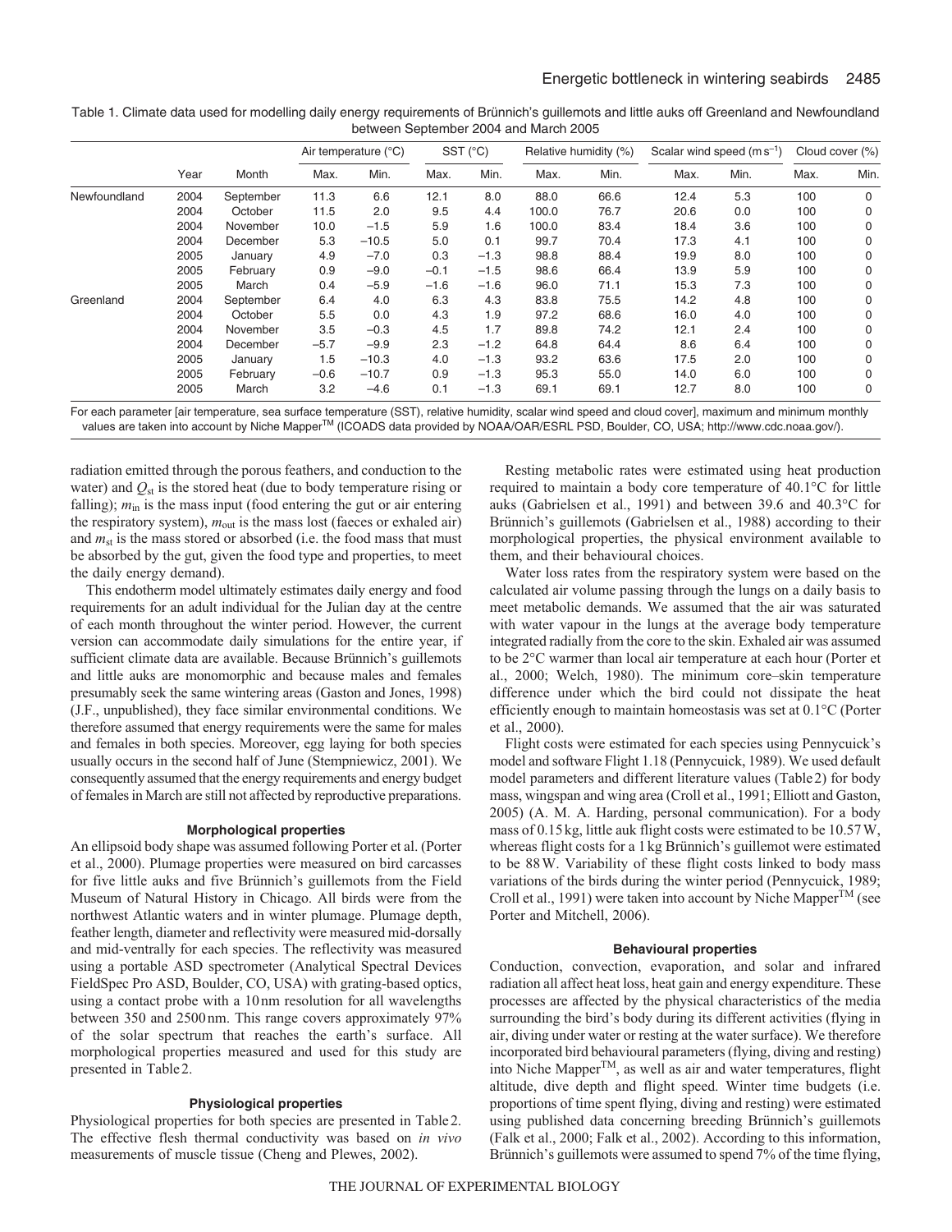Table 1. Climate data used for modelling daily energy requirements of Brünnich's guillemots and little auks off Greenland and Newfoundland between September 2004 and March 2005

| | Year | Month | Air temperature (°C) | | SST (°C) | | Relative humidity (%) | | Scalar wind speed ($m\,s^{-1}$) | | Cloud cover (%) | |
|---|---|---|---|---|---|---|---|---|---|---|---|---|
| | | | Max. | Min. | Max. | Min. | Max. | Min. | Max. | Min. | Max. | Min. |
| Newfoundland | 2004 | September | 11.3 | 6.6 | 12.1 | 8.0 | 88.0 | 66.6 | 12.4 | 5.3 | 100 | 0 |
| | 2004 | October | 11.5 | 2.0 | 9.5 | 4.4 | 100.0 | 76.7 | 20.6 | 0.0 | 100 | 0 |
| | 2004 | November | 10.0 | −1.5 | 5.9 | 1.6 | 100.0 | 83.4 | 18.4 | 3.6 | 100 | 0 |
| | 2004 | December | 5.3 | −10.5 | 5.0 | 0.1 | 99.7 | 70.4 | 17.3 | 4.1 | 100 | 0 |
| | 2005 | January | 4.9 | −7.0 | 0.3 | −1.3 | 98.8 | 88.4 | 19.9 | 8.0 | 100 | 0 |
| | 2005 | February | 0.9 | −9.0 | −0.1 | −1.5 | 98.6 | 66.4 | 13.9 | 5.9 | 100 | 0 |
| | 2005 | March | 0.4 | −5.9 | −1.6 | −1.6 | 96.0 | 71.1 | 15.3 | 7.3 | 100 | 0 |
| Greenland | 2004 | September | 6.4 | 4.0 | 6.3 | 4.3 | 83.8 | 75.5 | 14.2 | 4.8 | 100 | 0 |
| | 2004 | October | 5.5 | 0.0 | 4.3 | 1.9 | 97.2 | 68.6 | 16.0 | 4.0 | 100 | 0 |
| | 2004 | November | 3.5 | −0.3 | 4.5 | 1.7 | 89.8 | 74.2 | 12.1 | 2.4 | 100 | 0 |
| | 2004 | December | −5.7 | −9.9 | 2.3 | −1.2 | 64.8 | 64.4 | 8.6 | 6.4 | 100 | 0 |
| | 2005 | January | 1.5 | −10.3 | 4.0 | −1.3 | 93.2 | 63.6 | 17.5 | 2.0 | 100 | 0 |
| | 2005 | February | −0.6 | −10.7 | 0.9 | −1.3 | 95.3 | 55.0 | 14.0 | 6.0 | 100 | 0 |
| | 2005 | March | 3.2 | −4.6 | 0.1 | −1.3 | 69.1 | 69.1 | 12.7 | 8.0 | 100 | 0 |

For each parameter [air temperature, sea surface temperature (SST), relative humidity, scalar wind speed and cloud cover], maximum and minimum monthly values are taken into account by Niche Mapper™ (ICOADS data provided by NOAA/OAR/ESRL PSD, Boulder, CO, USA; http://www.cdc.noaa.gov/).

radiation emitted through the porous feathers, and conduction to the water) and $Q_{st}$ is the stored heat (due to body temperature rising or falling); $m_{in}$ is the mass input (food entering the gut or air entering the respiratory system), $m_{out}$ is the mass lost (faeces or exhaled air) and $m_{st}$ is the mass stored or absorbed (i.e. the food mass that must be absorbed by the gut, given the food type and properties, to meet the daily energy demand).

This endotherm model ultimately estimates daily energy and food requirements for an adult individual for the Julian day at the centre of each month throughout the winter period. However, the current version can accommodate daily simulations for the entire year, if sufficient climate data are available. Because Brünnich's guillemots and little auks are monomorphic and because males and females presumably seek the same wintering areas (Gaston and Jones, 1998) (J.F., unpublished), they face similar environmental conditions. We therefore assumed that energy requirements were the same for males and females in both species. Moreover, egg laying for both species usually occurs in the second half of June (Stempniewicz, 2001). We consequently assumed that the energy requirements and energy budget of females in March are still not affected by reproductive preparations.

### Morphological properties

An ellipsoid body shape was assumed following Porter et al. (Porter et al., 2000). Plumage properties were measured on bird carcasses for five little auks and five Brünnich's guillemots from the Field Museum of Natural History in Chicago. All birds were from the northwest Atlantic waters and in winter plumage. Plumage depth, feather length, diameter and reflectivity were measured mid-dorsally and mid-ventrally for each species. The reflectivity was measured using a portable ASD spectrometer (Analytical Spectral Devices FieldSpec Pro ASD, Boulder, CO, USA) with grating-based optics, using a contact probe with a 10 nm resolution for all wavelengths between 350 and 2500 nm. This range covers approximately 97% of the solar spectrum that reaches the earth's surface. All morphological properties measured and used for this study are presented in Table 2.

### Physiological properties

Physiological properties for both species are presented in Table 2. The effective flesh thermal conductivity was based on *in vivo* measurements of muscle tissue (Cheng and Plewes, 2002).

Resting metabolic rates were estimated using heat production required to maintain a body core temperature of 40.1°C for little auks (Gabrielsen et al., 1991) and between 39.6 and 40.3°C for Brünnich's guillemots (Gabrielsen et al., 1988) according to their morphological properties, the physical environment available to them, and their behavioural choices.

Water loss rates from the respiratory system were based on the calculated air volume passing through the lungs on a daily basis to meet metabolic demands. We assumed that the air was saturated with water vapour in the lungs at the average body temperature integrated radially from the core to the skin. Exhaled air was assumed to be 2°C warmer than local air temperature at each hour (Porter et al., 2000; Welch, 1980). The minimum core–skin temperature difference under which the bird could not dissipate the heat efficiently enough to maintain homeostasis was set at 0.1°C (Porter et al., 2000).

Flight costs were estimated for each species using Pennycuick's model and software Flight 1.18 (Pennycuick, 1989). We used default model parameters and different literature values (Table 2) for body mass, wingspan and wing area (Croll et al., 1991; Elliott and Gaston, 2005) (A. M. A. Harding, personal communication). For a body mass of 0.15 kg, little auk flight costs were estimated to be 10.57 W, whereas flight costs for a 1 kg Brünnich's guillemot were estimated to be 88 W. Variability of these flight costs linked to body mass variations of the birds during the winter period (Pennycuick, 1989; Croll et al., 1991) were taken into account by Niche Mapper™ (see Porter and Mitchell, 2006).

### Behavioural properties

Conduction, convection, evaporation, and solar and infrared radiation all affect heat loss, heat gain and energy expenditure. These processes are affected by the physical characteristics of the media surrounding the bird's body during its different activities (flying in air, diving under water or resting at the water surface). We therefore incorporated bird behavioural parameters (flying, diving and resting) into Niche Mapper™, as well as air and water temperatures, flight altitude, dive depth and flight speed. Winter time budgets (i.e. proportions of time spent flying, diving and resting) were estimated using published data concerning breeding Brünnich's guillemots (Falk et al., 2000; Falk et al., 2002). According to this information, Brünnich's guillemots were assumed to spend 7% of the time flying,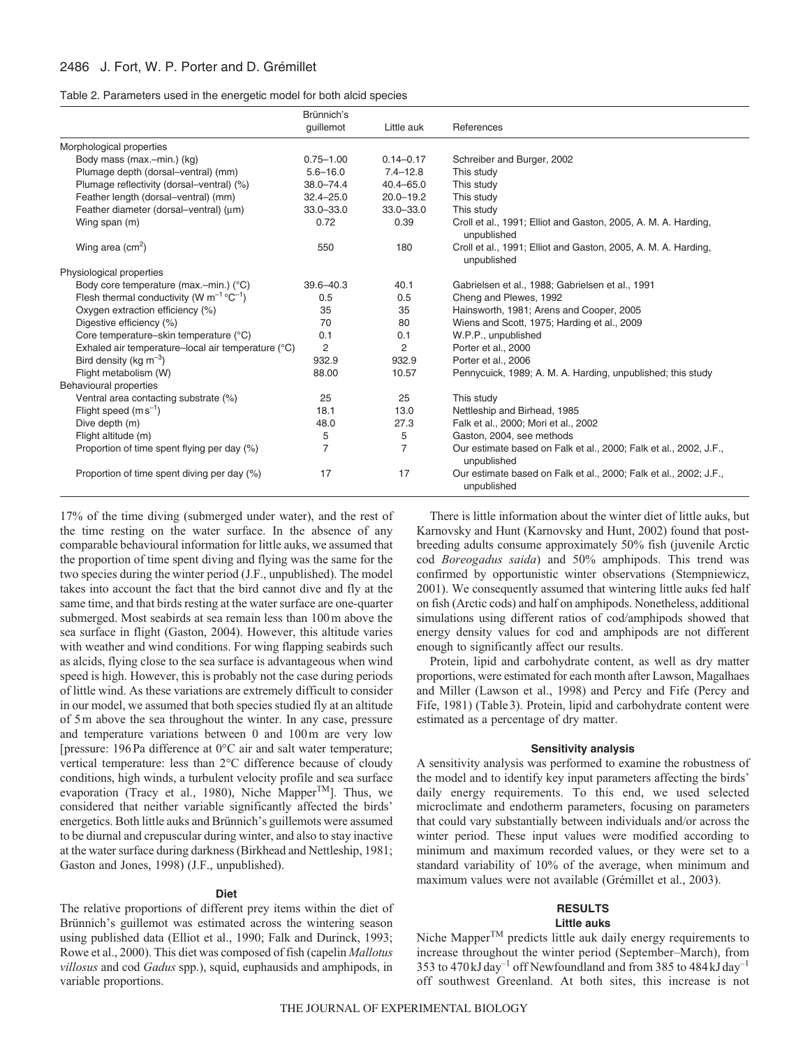Table 2. Parameters used in the energetic model for both alcid species

| | Brünnich's guillemot | Little auk | References |
|---|---|---|---|
| Morphological properties | | | |
| Body mass (max.–min.) (kg) | 0.75–1.00 | 0.14–0.17 | Schreiber and Burger, 2002 |
| Plumage depth (dorsal–ventral) (mm) | 5.6–16.0 | 7.4–12.8 | This study |
| Plumage reflectivity (dorsal–ventral) (%) | 38.0–74.4 | 40.4–65.0 | This study |
| Feather length (dorsal–ventral) (mm) | 32.4–25.0 | 20.0–19.2 | This study |
| Feather diameter (dorsal–ventral) (μm) | 33.0–33.0 | 33.0–33.0 | This study |
| Wing span (m) | 0.72 | 0.39 | Croll et al., 1991; Elliot and Gaston, 2005, A. M. A. Harding, unpublished |
| Wing area ($cm^2$) | 550 | 180 | Croll et al., 1991; Elliot and Gaston, 2005, A. M. A. Harding, unpublished |
| Physiological properties | | | |
| Body core temperature (max.–min.) (°C) | 39.6–40.3 | 40.1 | Gabrielsen et al., 1988; Gabrielsen et al., 1991 |
| Flesh thermal conductivity (W $m^{-1}$ °$C^{-1}$) | 0.5 | 0.5 | Cheng and Plewes, 1992 |
| Oxygen extraction efficiency (%) | 35 | 35 | Hainsworth, 1981; Arens and Cooper, 2005 |
| Digestive efficiency (%) | 70 | 80 | Wiens and Scott, 1975; Harding et al., 2009 |
| Core temperature–skin temperature (°C) | 0.1 | 0.1 | W.P.P., unpublished |
| Exhaled air temperature–local air temperature (°C) | 2 | 2 | Porter et al., 2000 |
| Bird density (kg $m^{-3}$) | 932.9 | 932.9 | Porter et al., 2006 |
| Flight metabolism (W) | 88.00 | 10.57 | Pennycuick, 1989; A. M. A. Harding, unpublished; this study |
| Behavioural properties | | | |
| Ventral area contacting substrate (%) | 25 | 25 | This study |
| Flight speed (m $s^{-1}$) | 18.1 | 13.0 | Nettleship and Birhead, 1985 |
| Dive depth (m) | 48.0 | 27.3 | Falk et al., 2000; Mori et al., 2002 |
| Flight altitude (m) | 5 | 5 | Gaston, 2004, see methods |
| Proportion of time spent flying per day (%) | 7 | 7 | Our estimate based on Falk et al., 2000; Falk et al., 2002, J.F., unpublished |
| Proportion of time spent diving per day (%) | 17 | 17 | Our estimate based on Falk et al., 2000; Falk et al., 2002; J.F., unpublished |

17% of the time diving (submerged under water), and the rest of the time resting on the water surface. In the absence of any comparable behavioural information for little auks, we assumed that the proportion of time spent diving and flying was the same for the two species during the winter period (J.F., unpublished). The model takes into account the fact that the bird cannot dive and fly at the same time, and that birds resting at the water surface are one-quarter submerged. Most seabirds at sea remain less than 100 m above the sea surface in flight (Gaston, 2004). However, this altitude varies with weather and wind conditions. For wing flapping seabirds such as alcids, flying close to the sea surface is advantageous when wind speed is high. However, this is probably not the case during periods of little wind. As these variations are extremely difficult to consider in our model, we assumed that both species studied fly at an altitude of 5 m above the sea throughout the winter. In any case, pressure and temperature variations between 0 and 100 m are very low [pressure: 196 Pa difference at 0°C air and salt water temperature; vertical temperature: less than 2°C difference because of cloudy conditions, high winds, a turbulent velocity profile and sea surface evaporation (Tracy et al., 1980), Niche Mapper™]. Thus, we considered that neither variable significantly affected the birds' energetics. Both little auks and Brünnich's guillemots were assumed to be diurnal and crepuscular during winter, and also to stay inactive at the water surface during darkness (Birkhead and Nettleship, 1981; Gaston and Jones, 1998) (J.F., unpublished).

#### Diet

The relative proportions of different prey items within the diet of Brünnich's guillemot was estimated across the wintering season using published data (Elliot et al., 1990; Falk and Durinck, 1993; Rowe et al., 2000). This diet was composed of fish (capelin *Mallotus villosus* and cod *Gadus* spp.), squid, euphausids and amphipods, in variable proportions.

There is little information about the winter diet of little auks, but Karnovsky and Hunt (Karnovsky and Hunt, 2002) found that post-breeding adults consume approximately 50% fish (juvenile Arctic cod *Boreogadus saida*) and 50% amphipods. This trend was confirmed by opportunistic winter observations (Stempniewicz, 2001). We consequently assumed that wintering little auks fed half on fish (Arctic cods) and half on amphipods. Nonetheless, additional simulations using different ratios of cod/amphipods showed that energy density values for cod and amphipods are not different enough to significantly affect our results.

Protein, lipid and carbohydrate content, as well as dry matter proportions, were estimated for each month after Lawson, Magalhaes and Miller (Lawson et al., 1998) and Percy and Fife (Percy and Fife, 1981) (Table 3). Protein, lipid and carbohydrate content were estimated as a percentage of dry matter.

#### Sensitivity analysis

A sensitivity analysis was performed to examine the robustness of the model and to identify key input parameters affecting the birds' daily energy requirements. To this end, we used selected microclimate and endotherm parameters, focusing on parameters that could vary substantially between individuals and/or across the winter period. These input values were modified according to minimum and maximum recorded values, or they were set to a standard variability of 10% of the average, when minimum and maximum values were not available (Grémillet et al., 2003).

## RESULTS

### Little auks

Niche Mapper™ predicts little auk daily energy requirements to increase throughout the winter period (September–March), from 353 to 470 kJ $day^{-1}$ off Newfoundland and from 385 to 484 kJ $day^{-1}$ off southwest Greenland. At both sites, this increase is not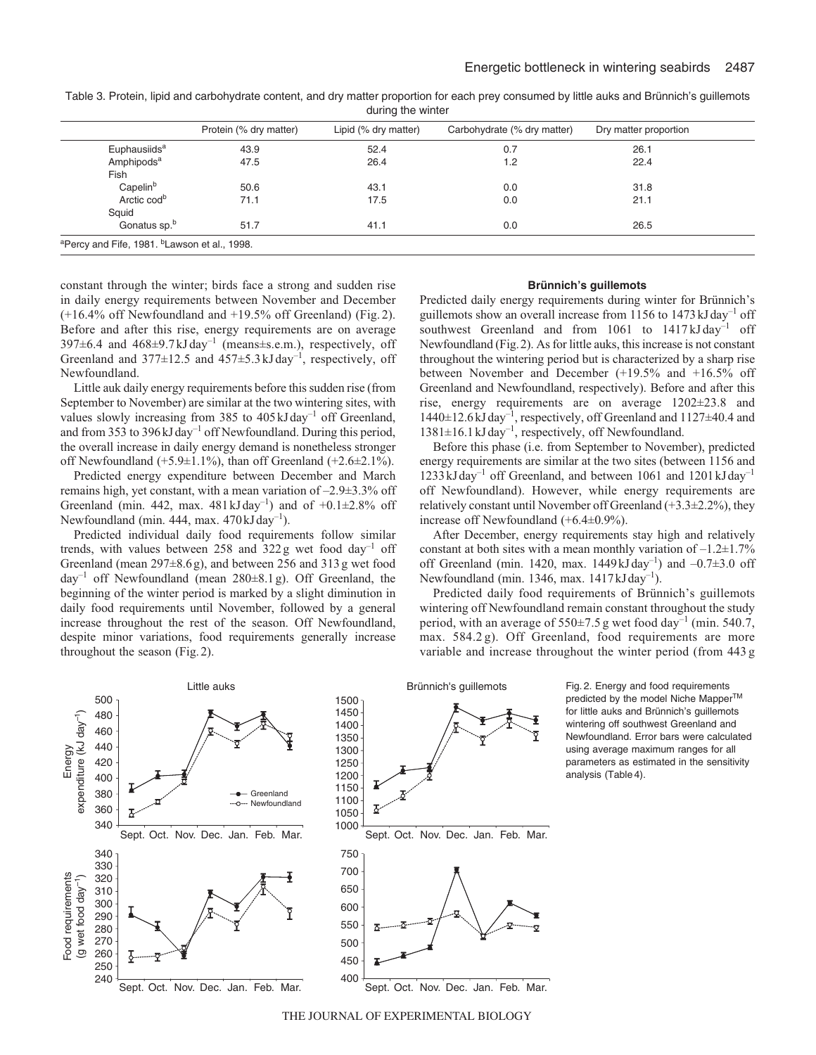Table 3. Protein, lipid and carbohydrate content, and dry matter proportion for each prey consumed by little auks and Brünnich's guillemots during the winter

| | Protein (% dry matter) | Lipid (% dry matter) | Carbohydrate (% dry matter) | Dry matter proportion |
|---|---|---|---|---|
| Euphausiids[a] | 43.9 | 52.4 | 0.7 | 26.1 |
| Amphipods[a] | 47.5 | 26.4 | 1.2 | 22.4 |
| Fish | | | | |
| Capelin[b] | 50.6 | 43.1 | 0.0 | 31.8 |
| Arctic cod[b] | 71.1 | 17.5 | 0.0 | 21.1 |
| Squid | | | | |
| *Gonatus* sp.[b] | 51.7 | 41.1 | 0.0 | 26.5 |

[a]Percy and Fife, 1981. [b]Lawson et al., 1998.

constant through the winter; birds face a strong and sudden rise in daily energy requirements between November and December (+16.4% off Newfoundland and +19.5% off Greenland) (Fig. 2). Before and after this rise, energy requirements are on average 397±6.4 and 468±9.7 kJ day$^{-1}$ (means±s.e.m.), respectively, off Greenland and 377±12.5 and 457±5.3 kJ day$^{-1}$, respectively, off Newfoundland.

Little auk daily energy requirements before this sudden rise (from September to November) are similar at the two wintering sites, with values slowly increasing from 385 to 405 kJ day$^{-1}$ off Greenland, and from 353 to 396 kJ day$^{-1}$ off Newfoundland. During this period, the overall increase in daily energy demand is nonetheless stronger off Newfoundland (+5.9±1.1%), than off Greenland (+2.6±2.1%).

Predicted energy expenditure between December and March remains high, yet constant, with a mean variation of –2.9±3.3% off Greenland (min. 442, max. 481 kJ day$^{-1}$) and of +0.1±2.8% off Newfoundland (min. 444, max. 470 kJ day$^{-1}$).

Predicted individual daily food requirements follow similar trends, with values between 258 and 322 g wet food day$^{-1}$ off Greenland (mean 297±8.6 g), and between 256 and 313 g wet food day$^{-1}$ off Newfoundland (mean 280±8.1 g). Off Greenland, the beginning of the winter period is marked by a slight diminution in daily food requirements until November, followed by a general increase throughout the rest of the season. Off Newfoundland, despite minor variations, food requirements generally increase throughout the season (Fig. 2).

### Brünnich's guillemots

Predicted daily energy requirements during winter for Brünnich's guillemots show an overall increase from 1156 to 1473 kJ day$^{-1}$ off southwest Greenland and from 1061 to 1417 kJ day$^{-1}$ off Newfoundland (Fig. 2). As for little auks, this increase is not constant throughout the wintering period but is characterized by a sharp rise between November and December (+19.5% and +16.5% off Greenland and Newfoundland, respectively). Before and after this rise, energy requirements are on average 1202±23.8 and 1440±12.6 kJ day$^{-1}$, respectively, off Greenland and 1127±40.4 and 1381±16.1 kJ day$^{-1}$, respectively, off Newfoundland.

Before this phase (i.e. from September to November), predicted energy requirements are similar at the two sites (between 1156 and 1233 kJ day$^{-1}$ off Greenland, and between 1061 and 1201 kJ day$^{-1}$ off Newfoundland). However, while energy requirements are relatively constant until November off Greenland (+3.3±2.2%), they increase off Newfoundland (+6.4±0.9%).

After December, energy requirements stay high and relatively constant at both sites with a mean monthly variation of –1.2±1.7% off Greenland (min. 1420, max. 1449 kJ day$^{-1}$) and –0.7±3.0 off Newfoundland (min. 1346, max. 1417 kJ day$^{-1}$).

Predicted daily food requirements of Brünnich's guillemots wintering off Newfoundland remain constant throughout the study period, with an average of 550±7.5 g wet food day$^{-1}$ (min. 540.7, max. 584.2 g). Off Greenland, food requirements are more variable and increase throughout the winter period (from 443 g

Fig. 2. Energy and food requirements predicted by the model Niche Mapper™ for little auks and Brünnich's guillemots wintering off southwest Greenland and Newfoundland. Error bars were calculated using average maximum ranges for all parameters as estimated in the sensitivity analysis (Table 4).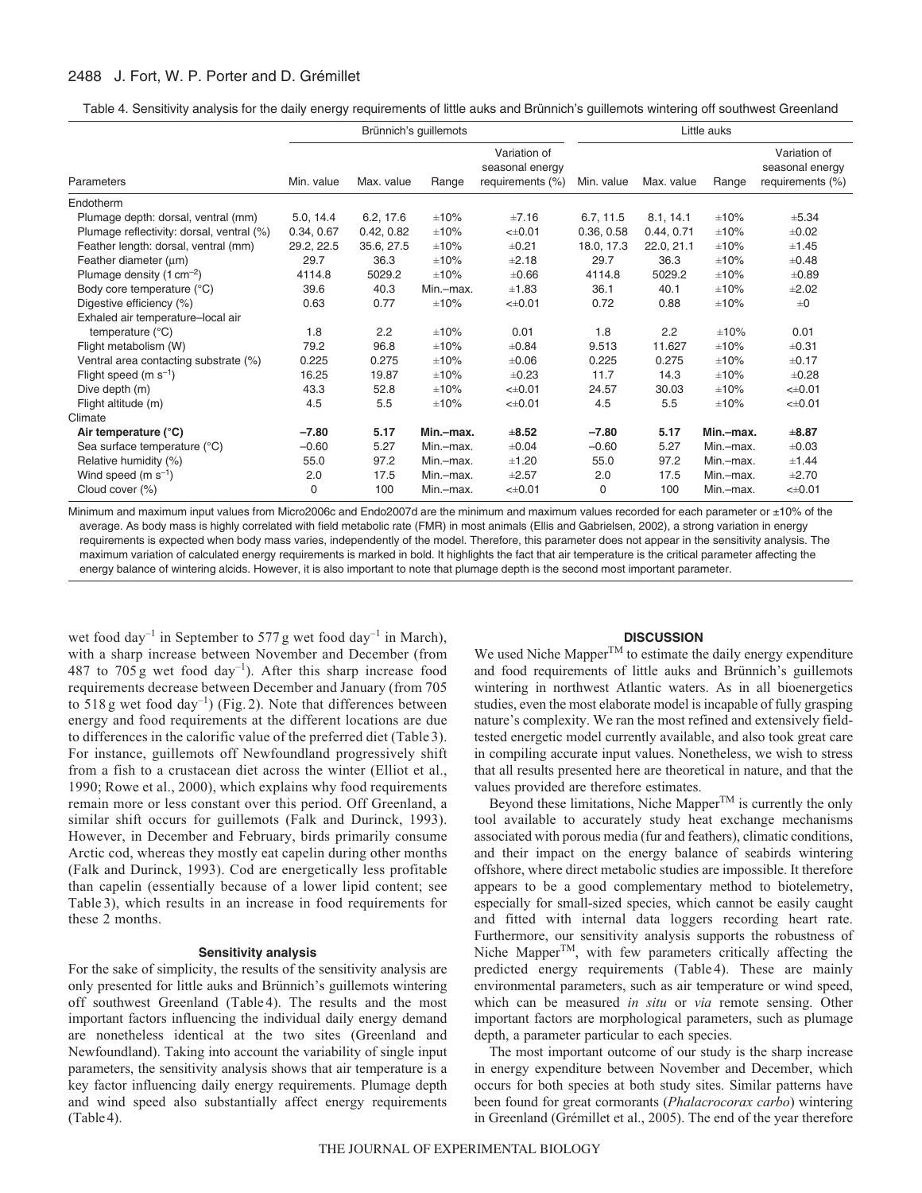Table 4. Sensitivity analysis for the daily energy requirements of little auks and Brünnich's guillemots wintering off southwest Greenland

| Parameters | Brünnich's guillemots | | | | Little auks | | | |
|---|---|---|---|---|---|---|---|---|
| | Min. value | Max. value | Range | Variation of seasonal energy requirements (%) | Min. value | Max. value | Range | Variation of seasonal energy requirements (%) |
| Endotherm | | | | | | | | |
| Plumage depth: dorsal, ventral (mm) | 5.0, 14.4 | 6.2, 17.6 | ±10% | ±7.16 | 6.7, 11.5 | 8.1, 14.1 | ±10% | ±5.34 |
| Plumage reflectivity: dorsal, ventral (%) | 0.34, 0.67 | 0.42, 0.82 | ±10% | <±0.01 | 0.36, 0.58 | 0.44, 0.71 | ±10% | ±0.02 |
| Feather length: dorsal, ventral (mm) | 29.2, 22.5 | 35.6, 27.5 | ±10% | ±0.21 | 18.0, 17.3 | 22.0, 21.1 | ±10% | ±1.45 |
| Feather diameter (μm) | 29.7 | 36.3 | ±10% | ±2.18 | 29.7 | 36.3 | ±10% | ±0.48 |
| Plumage density (1 $cm^{-2}$) | 4114.8 | 5029.2 | ±10% | ±0.66 | 4114.8 | 5029.2 | ±10% | ±0.89 |
| Body core temperature (°C) | 39.6 | 40.3 | Min.–max. | ±1.83 | 36.1 | 40.1 | ±10% | ±2.02 |
| Digestive efficiency (%) | 0.63 | 0.77 | ±10% | <±0.01 | 0.72 | 0.88 | ±10% | ±0 |
| Exhaled air temperature–local air temperature (°C) | 1.8 | 2.2 | ±10% | 0.01 | 1.8 | 2.2 | ±10% | 0.01 |
| Flight metabolism (W) | 79.2 | 96.8 | ±10% | ±0.84 | 9.513 | 11.627 | ±10% | ±0.31 |
| Ventral area contacting substrate (%) | 0.225 | 0.275 | ±10% | ±0.06 | 0.225 | 0.275 | ±10% | ±0.17 |
| Flight speed (m $s^{-1}$) | 16.25 | 19.87 | ±10% | ±0.23 | 11.7 | 14.3 | ±10% | ±0.28 |
| Dive depth (m) | 43.3 | 52.8 | ±10% | <±0.01 | 24.57 | 30.03 | ±10% | <±0.01 |
| Flight altitude (m) | 4.5 | 5.5 | ±10% | <±0.01 | 4.5 | 5.5 | ±10% | <±0.01 |
| Climate | | | | | | | | |
| **Air temperature (°C)** | **−7.80** | **5.17** | **Min.–max.** | **±8.52** | **−7.80** | **5.17** | **Min.–max.** | **±8.87** |
| Sea surface temperature (°C) | −0.60 | 5.27 | Min.–max. | ±0.04 | −0.60 | 5.27 | Min.–max. | ±0.03 |
| Relative humidity (%) | 55.0 | 97.2 | Min.–max. | ±1.20 | 55.0 | 97.2 | Min.–max. | ±1.44 |
| Wind speed (m $s^{-1}$) | 2.0 | 17.5 | Min.–max. | ±2.57 | 2.0 | 17.5 | Min.–max. | ±2.70 |
| Cloud cover (%) | 0 | 100 | Min.–max. | <±0.01 | 0 | 100 | Min.–max. | <±0.01 |

Minimum and maximum input values from Micro2006c and Endo2007d are the minimum and maximum values recorded for each parameter or ±10% of the average. As body mass is highly correlated with field metabolic rate (FMR) in most animals (Ellis and Gabrielsen, 2002), a strong variation in energy requirements is expected when body mass varies, independently of the model. Therefore, this parameter does not appear in the sensitivity analysis. The maximum variation of calculated energy requirements is marked in bold. It highlights the fact that air temperature is the critical parameter affecting the energy balance of wintering alcids. However, it is also important to note that plumage depth is the second most important parameter.

wet food $day^{-1}$ in September to 577 g wet food $day^{-1}$ in March), with a sharp increase between November and December (from 487 to 705 g wet food $day^{-1}$). After this sharp increase food requirements decrease between December and January (from 705 to 518 g wet food $day^{-1}$) (Fig. 2). Note that differences between energy and food requirements at the different locations are due to differences in the calorific value of the preferred diet (Table 3). For instance, guillemots off Newfoundland progressively shift from a fish to a crustacean diet across the winter (Elliot et al., 1990; Rowe et al., 2000), which explains why food requirements remain more or less constant over this period. Off Greenland, a similar shift occurs for guillemots (Falk and Durinck, 1993). However, in December and February, birds primarily consume Arctic cod, whereas they mostly eat capelin during other months (Falk and Durinck, 1993). Cod are energetically less profitable than capelin (essentially because of a lower lipid content; see Table 3), which results in an increase in food requirements for these 2 months.

### Sensitivity analysis

For the sake of simplicity, the results of the sensitivity analysis are only presented for little auks and Brünnich's guillemots wintering off southwest Greenland (Table 4). The results and the most important factors influencing the individual daily energy demand are nonetheless identical at the two sites (Greenland and Newfoundland). Taking into account the variability of single input parameters, the sensitivity analysis shows that air temperature is a key factor influencing daily energy requirements. Plumage depth and wind speed also substantially affect energy requirements (Table 4).

## DISCUSSION

We used Niche Mapper™ to estimate the daily energy expenditure and food requirements of little auks and Brünnich's guillemots wintering in northwest Atlantic waters. As in all bioenergetics studies, even the most elaborate model is incapable of fully grasping nature's complexity. We ran the most refined and extensively field-tested energetic model currently available, and also took great care in compiling accurate input values. Nonetheless, we wish to stress that all results presented here are theoretical in nature, and that the values provided are therefore estimates.

Beyond these limitations, Niche Mapper™ is currently the only tool available to accurately study heat exchange mechanisms associated with porous media (fur and feathers), climatic conditions, and their impact on the energy balance of seabirds wintering offshore, where direct metabolic studies are impossible. It therefore appears to be a good complementary method to biotelemetry, especially for small-sized species, which cannot be easily caught and fitted with internal data loggers recording heart rate. Furthermore, our sensitivity analysis supports the robustness of Niche Mapper™, with few parameters critically affecting the predicted energy requirements (Table 4). These are mainly environmental parameters, such as air temperature or wind speed, which can be measured *in situ* or *via* remote sensing. Other important factors are morphological parameters, such as plumage depth, a parameter particular to each species.

The most important outcome of our study is the sharp increase in energy expenditure between November and December, which occurs for both species at both study sites. Similar patterns have been found for great cormorants (*Phalacrocorax carbo*) wintering in Greenland (Grémillet et al., 2005). The end of the year therefore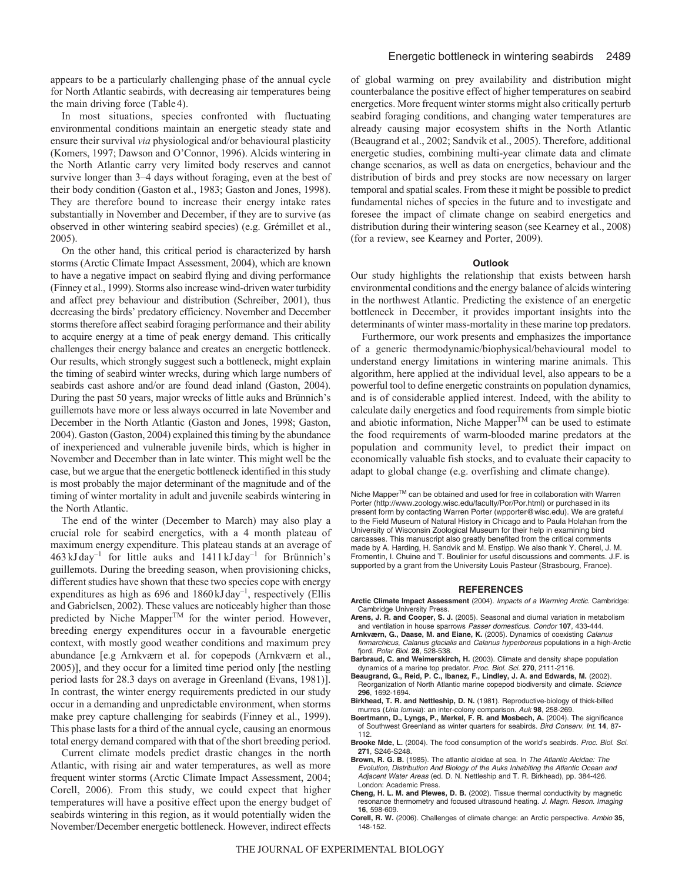appears to be a particularly challenging phase of the annual cycle for North Atlantic seabirds, with decreasing air temperatures being the main driving force (Table 4).

In most situations, species confronted with fluctuating environmental conditions maintain an energetic steady state and ensure their survival *via* physiological and/or behavioural plasticity (Komers, 1997; Dawson and O'Connor, 1996). Alcids wintering in the North Atlantic carry very limited body reserves and cannot survive longer than 3–4 days without foraging, even at the best of their body condition (Gaston et al., 1983; Gaston and Jones, 1998). They are therefore bound to increase their energy intake rates substantially in November and December, if they are to survive (as observed in other wintering seabird species) (e.g. Grémillet et al., 2005).

On the other hand, this critical period is characterized by harsh storms (Arctic Climate Impact Assessment, 2004), which are known to have a negative impact on seabird flying and diving performance (Finney et al., 1999). Storms also increase wind-driven water turbidity and affect prey behaviour and distribution (Schreiber, 2001), thus decreasing the birds' predatory efficiency. November and December storms therefore affect seabird foraging performance and their ability to acquire energy at a time of peak energy demand. This critically challenges their energy balance and creates an energetic bottleneck. Our results, which strongly suggest such a bottleneck, might explain the timing of seabird winter wrecks, during which large numbers of seabirds cast ashore and/or are found dead inland (Gaston, 2004). During the past 50 years, major wrecks of little auks and Brünnich's guillemots have more or less always occurred in late November and December in the North Atlantic (Gaston and Jones, 1998; Gaston, 2004). Gaston (Gaston, 2004) explained this timing by the abundance of inexperienced and vulnerable juvenile birds, which is higher in November and December than in late winter. This might well be the case, but we argue that the energetic bottleneck identified in this study is most probably the major determinant of the magnitude and of the timing of winter mortality in adult and juvenile seabirds wintering in the North Atlantic.

The end of the winter (December to March) may also play a crucial role for seabird energetics, with a 4 month plateau of maximum energy expenditure. This plateau stands at an average of $463\,\mathrm{kJ\,day^{-1}}$ for little auks and $1411\,\mathrm{kJ\,day^{-1}}$ for Brünnich's guillemots. During the breeding season, when provisioning chicks, different studies have shown that these two species cope with energy expenditures as high as 696 and $1860\,\mathrm{kJ\,day^{-1}}$, respectively (Ellis and Gabrielsen, 2002). These values are noticeably higher than those predicted by Niche Mapper™ for the winter period. However, breeding energy expenditures occur in a favourable energetic context, with mostly good weather conditions and maximum prey abundance [e.g Arnkværn et al. for copepods (Arnkværn et al., 2005)], and they occur for a limited time period only [the nestling period lasts for 28.3 days on average in Greenland (Evans, 1981)]. In contrast, the winter energy requirements predicted in our study occur in a demanding and unpredictable environment, when storms make prey capture challenging for seabirds (Finney et al., 1999). This phase lasts for a third of the annual cycle, causing an enormous total energy demand compared with that of the short breeding period.

Current climate models predict drastic changes in the north Atlantic, with rising air and water temperatures, as well as more frequent winter storms (Arctic Climate Impact Assessment, 2004; Corell, 2006). From this study, we could expect that higher temperatures will have a positive effect upon the energy budget of seabirds wintering in this region, as it would potentially widen the November/December energetic bottleneck. However, indirect effects of global warming on prey availability and distribution might counterbalance the positive effect of higher temperatures on seabird energetics. More frequent winter storms might also critically perturb seabird foraging conditions, and changing water temperatures are already causing major ecosystem shifts in the North Atlantic (Beaugrand et al., 2002; Sandvik et al., 2005). Therefore, additional energetic studies, combining multi-year climate data and climate change scenarios, as well as data on energetics, behaviour and the distribution of birds and prey stocks are now necessary on larger temporal and spatial scales. From these it might be possible to predict fundamental niches of species in the future and to investigate and foresee the impact of climate change on seabird energetics and distribution during their wintering season (see Kearney et al., 2008) (for a review, see Kearney and Porter, 2009).

## Outlook

Our study highlights the relationship that exists between harsh environmental conditions and the energy balance of alcids wintering in the northwest Atlantic. Predicting the existence of an energetic bottleneck in December, it provides important insights into the determinants of winter mass-mortality in these marine top predators.

Furthermore, our work presents and emphasizes the importance of a generic thermodynamic/biophysical/behavioural model to understand energy limitations in wintering marine animals. This algorithm, here applied at the individual level, also appears to be a powerful tool to define energetic constraints on population dynamics, and is of considerable applied interest. Indeed, with the ability to calculate daily energetics and food requirements from simple biotic and abiotic information, Niche Mapper™ can be used to estimate the food requirements of warm-blooded marine predators at the population and community level, to predict their impact on economically valuable fish stocks, and to evaluate their capacity to adapt to global change (e.g. overfishing and climate change).

Niche Mapper™ can be obtained and used for free in collaboration with Warren Porter (http://www.zoology.wisc.edu/faculty/Por/Por.html) or purchased in its present form by contacting Warren Porter (wpporter@wisc.edu). We are grateful to the Field Museum of Natural History in Chicago and to Paula Holahan from the University of Wisconsin Zoological Museum for their help in examining bird carcasses. This manuscript also greatly benefited from the critical comments made by A. Harding, H. Sandvik and M. Enstipp. We also thank Y. Cherel, J. M. Fromentin, I. Chuine and T. Boulinier for useful discussions and comments. J.F. is supported by a grant from the University Louis Pasteur (Strasbourg, France).

## REFERENCES

**Arctic Climate Impact Assessment** (2004). *Impacts of a Warming Arctic*. Cambridge: Cambridge University Press.

**Arens, J. R. and Cooper, S. J.** (2005). Seasonal and diurnal variation in metabolism and ventilation in house sparrows *Passer domesticus*. *Condor* **107**, 433-444.

**Arnkværn, G., Daase, M. and Eiane, K.** (2005). Dynamics of coexisting *Calanus finmarchicus*, *Calanus glacialis* and *Calanus hyperboreus* populations in a high-Arctic fjord. *Polar Biol.* **28**, 528-538.

**Barbraud, C. and Weimerskirch, H.** (2003). Climate and density shape population dynamics of a marine top predator. *Proc. Biol. Sci.* **270**, 2111-2116.

**Beaugrand, G., Reid, P. C., Ibanez, F., Lindley, J. A. and Edwards, M.** (2002). Reorganization of North Atlantic marine copepod biodiversity and climate. *Science* **296**, 1692-1694.

**Birkhead, T. R. and Nettleship, D. N.** (1981). Reproductive-biology of thick-billed murres (*Uria lomvia*): an inter-colony comparison. *Auk* **98**, 258-269.

**Boertmann, D., Lyngs, P., Merkel, F. R. and Mosbech, A.** (2004). The significance of Southwest Greenland as winter quarters for seabirds. *Bird Conserv. Int.* **14**, 87-112.

**Brooke Mde, L.** (2004). The food consumption of the world's seabirds. *Proc. Biol. Sci.* **271**, S246-S248.

**Brown, R. G. B.** (1985). The atlantic alcidae at sea. In *The Atlantic Alcidae: The Evolution, Distribution And Biology of the Auks Inhabiting the Atlantic Ocean and Adjacent Water Areas* (ed. D. N. Nettleship and T. R. Birkhead), pp. 384-426. London: Academic Press.

**Cheng, H. L. M. and Plewes, D. B.** (2002). Tissue thermal conductivity by magnetic resonance thermometry and focused ultrasound heating. *J. Magn. Reson. Imaging* **16**, 598-609.

**Corell, R. W.** (2006). Challenges of climate change: an Arctic perspective. *Ambio* **35**, 148-152.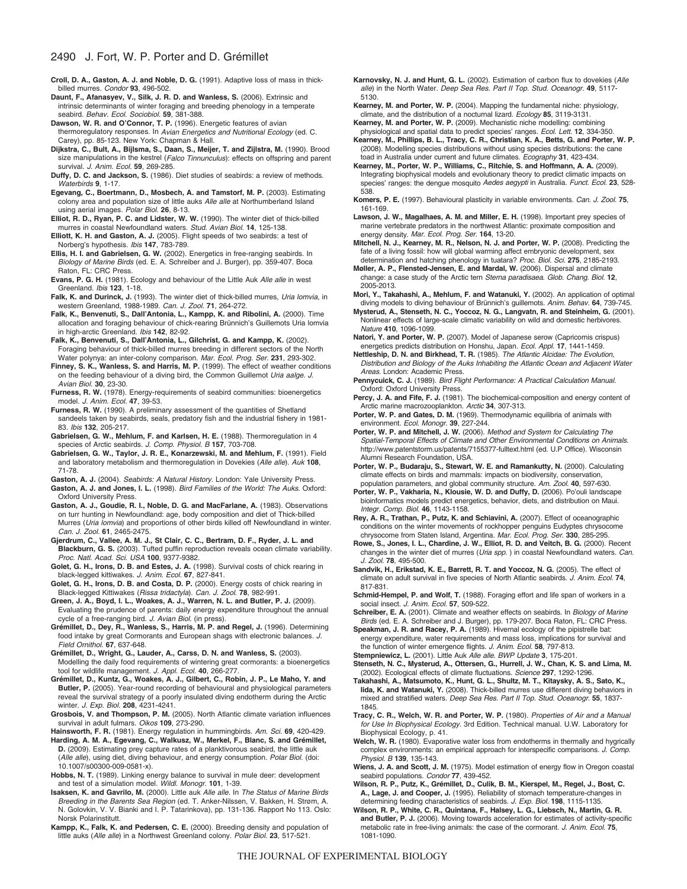**Croll, D. A., Gaston, A. J. and Noble, D. G.** (1991). Adaptive loss of mass in thick-billed murres. *Condor* **93**, 496-502.

**Daunt, F., Afanasyev, V., Silk, J. R. D. and Wanless, S.** (2006). Extrinsic and intrinsic determinants of winter foraging and breeding phenology in a temperate seabird. *Behav. Ecol. Sociobiol.* **59**, 381-388.

**Dawson, W. R. and O'Connor, T. P.** (1996). Energetic features of avian thermoregulatory responses. In *Avian Energetics and Nutritional Ecology* (ed. C. Carey), pp. 85-123. New York: Chapman & Hall.

**Dijkstra, C., Bult, A., Bijlsma, S., Daan, S., Meijer, T. and Zijlstra, M.** (1990). Brood size manipulations in the kestrel (*Falco Tinnunculus*): effects on offspring and parent survival. *J. Anim. Ecol.* **59**, 269-285.

**Duffy, D. C. and Jackson, S.** (1986). Diet studies of seabirds: a review of methods. *Waterbirds* **9**, 1-17.

**Egevang, C., Boertmann, D., Mosbech, A. and Tamstorf, M. P.** (2003). Estimating colony area and population size of little auks *Alle alle* at Northumberland Island using aerial images. *Polar Biol.* **26**, 8-13.

**Elliot, R. D., Ryan, P. C. and Lidster, W. W.** (1990). The winter diet of thick-billed murres in coastal Newfoundland waters. *Stud. Avian Biol.* **14**, 125-138.

**Elliott, K. H. and Gaston, A. J.** (2005). Flight speeds of two seabirds: a test of Norberg's hypothesis. *Ibis* **147**, 783-789.

**Ellis, H. I. and Gabrielsen, G. W.** (2002). Energetics in free-ranging seabirds. In *Biology of Marine Birds* (ed. E. A. Schreiber and J. Burger), pp. 359-407. Boca Raton, FL: CRC Press.

**Evans, P. G. H.** (1981). Ecology and behaviour of the Little Auk *Alle alle* in west Greenland. *Ibis* **123**, 1-18.

**Falk, K. and Durinck, J.** (1993). The winter diet of thick-billed murres, *Uria lomvia*, in western Greenland, 1988-1989. *Can. J. Zool.* **71**, 264-272.

**Falk, K., Benvenuti, S., Dall'Antonia, L., Kampp, K. and Ribolini, A.** (2000). Time allocation and foraging behaviour of chick-rearing Brünnich's Guillemots Uria lomvia in high-arctic Greenland. *Ibis* **142**, 82-92.

**Falk, K., Benvenuti, S., Dall'Antonia, L., Gilchrist, G. and Kampp, K.** (2002). Foraging behaviour of thick-billed murres breeding in different sectors of the North Water polynya: an inter-colony comparison. *Mar. Ecol. Prog. Ser.* **231**, 293-302.

**Finney, S. K., Wanless, S. and Harris, M. P.** (1999). The effect of weather conditions on the feeding behaviour of a diving bird, the Common Guillemot *Uria aalge*. *J. Avian Biol.* **30**, 23-30.

**Furness, R. W.** (1978). Energy-requirements of seabird communities: bioenergetics model. *J. Anim. Ecol.* **47**, 39-53.

**Furness, R. W.** (1990). A preliminary assessment of the quantities of Shetland sandeels taken by seabirds, seals, predatory fish and the industrial fishery in 1981-83. *Ibis* **132**, 205-217.

**Gabrielsen, G. W., Mehlum, F. and Karlsen, H. E.** (1988). Thermoregulation in 4 species of Arctic seabirds. *J. Comp. Physiol. B* **157**, 703-708.

**Gabrielsen, G. W., Taylor, J. R. E., Konarzewski, M. and Mehlum, F.** (1991). Field and laboratory metabolism and thermoregulation in Dovekies (*Alle alle*). *Auk* **108**, 71-78.

**Gaston, A. J.** (2004). *Seabirds: A Natural History*. London: Yale University Press.

**Gaston, A. J. and Jones, I. L.** (1998). *Bird Families of the World: The Auks*. Oxford: Oxford University Press.

**Gaston, A. J., Goudie, R. I., Noble, D. G. and MacFarlane, A.** (1983). Observations on turr hunting in Newfoundland: age, body composition and diet of Thick-billed Murres (*Uria lomvia*) and proportions of other birds killed off Newfoundland in winter. *Can. J. Zool.* **61**, 2465-2475.

**Gjerdrum, C., Vallee, A. M. J., St Clair, C. C., Bertram, D. F., Ryder, J. L. and Blackburn, G. S.** (2003). Tufted puffin reproduction reveals ocean climate variability. *Proc. Natl. Acad. Sci. USA* **100**, 9377-9382.

**Golet, G. H., Irons, D. B. and Estes, J. A.** (1998). Survival costs of chick rearing in black-legged kittiwakes. *J. Anim. Ecol.* **67**, 827-841.

**Golet, G. H., Irons, D. B. and Costa, D. P.** (2000). Energy costs of chick rearing in Black-legged Kittiwakes (*Rissa tridactyla*). *Can. J. Zool.* **78**, 982-991.

**Green, J. A., Boyd, I. L., Woakes, A. J., Warren, N. L. and Butler, P. J.** (2009). Evaluating the prudence of parents: daily energy expenditure throughout the annual cycle of a free-ranging bird. *J. Avian Biol.* (in press).

**Grémillet, D., Dey, R., Wanless, S., Harris, M. P. and Regel, J.** (1996). Determining food intake by great Cormorants and European shags with electronic balances. *J. Field Ornithol.* **67**, 637-648.

**Grémillet, D., Wright, G., Lauder, A., Carss, D. N. and Wanless, S.** (2003). Modelling the daily food requirements of wintering great cormorants: a bioenergetics tool for wildlife management. *J. Appl. Ecol.* **40**, 266-277.

**Grémillet, D., Kuntz, G., Woakes, A. J., Gilbert, C., Robin, J. P., Le Maho, Y. and Butler, P.** (2005). Year-round recording of behavioural and physiological parameters reveal the survival strategy of a poorly insulated diving endotherm during the Arctic winter. *J. Exp. Biol.* **208**, 4231-4241.

**Grosbois, V. and Thompson, P. M.** (2005). North Atlantic climate variation influences survival in adult fulmars. *Oikos* **109**, 273-290.

**Hainsworth, F. R.** (1981). Energy regulation in hummingbirds. *Am. Sci.* **69**, 420-429.

**Harding, A. M. A., Egevang, C., Walkusz, W., Merkel, F., Blanc, S. and Grémillet, D.** (2009). Estimating prey capture rates of a planktivorous seabird, the little auk (*Alle alle*), using diet, diving behaviour, and energy consumption. *Polar Biol.* (doi: 10.1007/s00300-009-0581-x).

**Hobbs, N. T.** (1989). Linking energy balance to survival in mule deer: development and test of a simulation model. *Wildl. Monogr.* **101**, 1-39.

**Isaksen, K. and Gavrilo, M.** (2000). Little auk *Alle alle*. In *The Status of Marine Birds Breeding in the Barents Sea Region* (ed. T. Anker-Nilssen, V. Bakken, H. Strøm, A. N. Golovkin, V. V. Bianki and I. P. Tatarinkova), pp. 131-136. Rapport No 113. Oslo: Norsk Polarinstitutt.

**Kampp, K., Falk, K. and Pedersen, C. E.** (2000). Breeding density and population of little auks (*Alle alle*) in a Northwest Greenland colony. *Polar Biol.* **23**, 517-521.

**Karnovsky, N. J. and Hunt, G. L.** (2002). Estimation of carbon flux to dovekies (*Alle alle*) in the North Water. *Deep Sea Res. Part II Top. Stud. Oceanogr.* **49**, 5117-5130.

**Kearney, M. and Porter, W. P.** (2004). Mapping the fundamental niche: physiology, climate, and the distribution of a nocturnal lizard. *Ecology* **85**, 3119-3131.

**Kearney, M. and Porter, W. P.** (2009). Mechanistic niche modelling: combining physiological and spatial data to predict species' ranges. *Ecol. Lett.* **12**, 334-350.

**Kearney, M., Phillips, B. L., Tracy, C. R., Christian, K. A., Betts, G. and Porter, W. P.** (2008). Modelling species distributions without using species distributions: the cane toad in Australia under current and future climates. *Ecography* **31**, 423-434.

**Kearney, M., Porter, W. P., Williams, C., Ritchie, S. and Hoffmann, A. A.** (2009). Integrating biophysical models and evolutionary theory to predict climatic impacts on species' ranges: the dengue mosquito *Aedes aegypti* in Australia. *Funct. Ecol.* **23**, 528-538.

**Komers, P. E.** (1997). Behavioural plasticity in variable environments. *Can. J. Zool.* **75**, 161-169.

**Lawson, J. W., Magalhaes, A. M. and Miller, E. H.** (1998). Important prey species of marine vertebrate predators in the northwest Atlantic: proximate composition and energy density. *Mar. Ecol. Prog. Ser.* **164**, 13-20.

**Mitchell, N. J., Kearney, M. R., Nelson, N. J. and Porter, W. P.** (2008). Predicting the fate of a living fossil: how will global warming affect embryonic development, sex determination and hatching phenology in tuatara? *Proc. Biol. Sci.* **275**, 2185-2193.

**Møller, A. P., Flensted-Jensen, E. and Mardal, W.** (2006). Dispersal and climate change: a case study of the Arctic tern *Sterna paradisaea*. *Glob. Chang. Biol.* **12**, 2005-2013.

**Mori, Y., Takahashi, A., Mehlum, F. and Watanuki, Y.** (2002). An application of optimal diving models to diving behaviour of Brünnich's guillemots. *Anim. Behav.* **64**, 739-745.

**Mysterud, A., Stenseth, N. C., Yoccoz, N. G., Langvatn, R. and Steinheim, G.** (2001). Nonlinear effects of large-scale climatic variability on wild and domestic herbivores. *Nature* **410**, 1096-1099.

**Natori, Y. and Porter, W. P.** (2007). Model of Japanese serow (Capricornis crispus) energetics predicts distribution on Honshu, Japan. *Ecol. Appl.* **17**, 1441-1459.

**Nettleship, D. N. and Birkhead, T. R.** (1985). *The Atlantic Alcidae: The Evolution, Distribution and Biology of the Auks Inhabiting the Atlantic Ocean and Adjacent Water Areas*. London: Academic Press.

**Pennycuick, C. J.** (1989). *Bird Flight Performance: A Practical Calculation Manual*. Oxford: Oxford University Press.

**Percy, J. A. and Fife, F. J.** (1981). The biochemical-composition and energy content of Arctic marine macrozooplankton. *Arctic* **34**, 307-313.

**Porter, W. P. and Gates, D. M.** (1969). Thermodynamic equilibria of animals with environment. *Ecol. Monogr.* **39**, 227-244.

**Porter, W. P. and Mitchell, J. W.** (2006). *Method and System for Calculating The Spatial-Temporal Effects of Climate and Other Environmental Conditions on Animals*. http://www.patentstorm.us/patents/7155377-fulltext.html (ed. U.P Office). Wisconsin Alumni Research Foundation, USA.

**Porter, W. P., Budaraju, S., Stewart, W. E. and Ramankutty, N.** (2000). Calculating climate effects on birds and mammals: impacts on biodiversity, conservation, population parameters, and global community structure. *Am. Zool.* **40**, 597-630.

**Porter, W. P., Vakharia, N., Klousie, W. D. and Duffy, D.** (2006). Po'ouli landscape bioinformatics models predict energetics, behavior, diets, and distribution on Maui. *Integr. Comp. Biol.* **46**, 1143-1158.

**Rey, A. R., Trathan, P., Putz, K. and Schiavini, A.** (2007). Effect of oceanographic conditions on the winter movements of rockhopper penguins Eudyptes chrysocome chrysocome from Staten Island, Argentina. *Mar. Ecol. Prog. Ser.* **330**, 285-295.

**Rowe, S., Jones, I. L., Chardine, J. W., Elliot, R. D. and Veitch, B. G.** (2000). Recent changes in the winter diet of murres (*Uria spp.* ) in coastal Newfoundland waters. *Can. J. Zool.* **78**, 495-500.

**Sandvik, H., Erikstad, K. E., Barrett, R. T. and Yoccoz, N. G.** (2005). The effect of climate on adult survival in five species of North Atlantic seabirds. *J. Anim. Ecol.* **74**, 817-831.

**Schmid-Hempel, P. and Wolf, T.** (1988). Foraging effort and life span of workers in a social insect. *J. Anim. Ecol.* **57**, 509-522.

**Schreiber, E. A.** (2001). Climate and weather effects on seabirds. In *Biology of Marine Birds* (ed. E. A. Schreiber and J. Burger), pp. 179-207. Boca Raton, FL: CRC Press.

**Speakman, J. R. and Racey, P. A.** (1989). Hivernal ecology of the pipistrelle bat: energy expenditure, water requirements and mass loss, implications for survival and the function of winter emergence flights. *J. Anim. Ecol.* **58**, 797-813.

**Stempniewicz, L.** (2001). Little Auk *Alle alle*. *BWP Update* **3**, 175-201.

**Stenseth, N. C., Mysterud, A., Ottersen, G., Hurrell, J. W., Chan, K. S. and Lima, M.** (2002). Ecological effects of climate fluctuations. *Science* **297**, 1292-1296.

**Takahashi, A., Matsumoto, K., Hunt, G. L., Shultz, M. T., Kitaysky, A. S., Sato, K., Iida, K. and Watanuki, Y.** (2008). Thick-billed murres use different diving behaviors in mixed and stratified waters. *Deep Sea Res. Part II Top. Stud. Oceanogr.* **55**, 1837-1845.

**Tracy, C. R., Welch, W. R. and Porter, W. P.** (1980). *Properties of Air and a Manual for Use In Biophysical Ecology*. 3rd Edition. Technical manual. U.W. Laboratory for Biophysical Ecology, p. 41.

**Welch, W. R.** (1980). Evaporative water loss from endotherms in thermally and hygrically complex environments: an empirical approach for interspecific comparisons. *J. Comp. Physiol. B* **139**, 135-143.

**Wiens, J. A. and Scott, J. M.** (1975). Model estimation of energy flow in Oregon coastal seabird populations. *Condor* **77**, 439-452.

**Wilson, R. P., Putz, K., Grémillet, D., Culik, B. M., Kierspel, M., Regel, J., Bost, C. A., Lage, J. and Cooper, J.** (1995). Reliability of stomach temperature-changes in determining feeding characteristics of seabirds. *J. Exp. Biol.* **198**, 1115-1135.

**Wilson, R. P., White, C. R., Quintana, F., Halsey, L. G., Liebsch, N., Martin, G. R. and Butler, P. J.** (2006). Moving towards acceleration for estimates of activity-specific metabolic rate in free-living animals: the case of the cormorant. *J. Anim. Ecol.* **75**, 1081-1090.